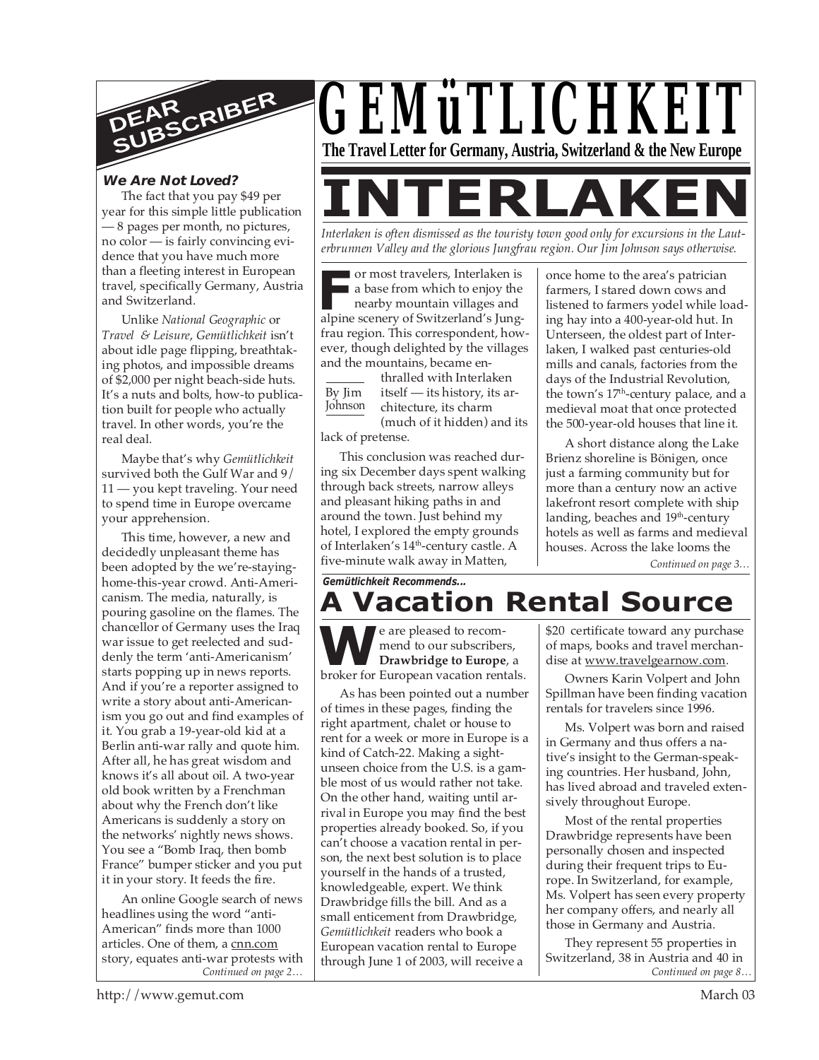# GEMüTLICHKEIT

**The Travel Letter for Germany, Austria, Switzerland & the New Europe**

# INTERLAKEN

*Interlaken is often dismissed as the touristy town good only for excursions in the Lauterbrunnen Valley and the glorious Jungfrau region. Our Jim Johnson says otherwise.*

By Jim Johnson

For most travelers, Interlaken is a base from which to enjoy the nearby mountain villages and alpine scenery of Switzerland's Jungfrau region. This correspondent, however, though delighted by the villages and the mountains, became enthralled with Interlaken itself — its history, its architecture, its charm (much of it hidden) and its lack of pretense.

This conclusion was reached during six December days spent walking through back streets, narrow alleys and pleasant hiking paths in and around the town. Just behind my hotel, I explored the empty grounds of Interlaken's 14th-century castle. A five-minute walk away in Matten, once home to the area's patrician farmers, I stared down cows and listened to farmers yodel while loading hay into a 400-year-old hut. In Unterseen, the oldest part of Interlaken, I walked past centuries-old mills and canals, factories from the days of the Industrial Revolution, the town's 17th-century palace, and a medieval moat that once protected the 500-year-old houses that line it.

A short distance along the Lake Brienz shoreline is Bönigen, once just a farming community but for more than a century now an active lakefront resort complete with ship landing, beaches and 19th-century hotels as well as farms and medieval houses. Across the lake looms the

*Continued on page 3…*

## DEAR SUBSCRIBER

### *We Are Not Loved?*

The fact that you pay $49 per year for this simple little publication — 8 pages per month, no pictures, no color — is fairly convincing evidence that you have much more than a fleeting interest in European travel, specifically Germany, Austria and Switzerland.

Unlike *National Geographic* or *Travel & Leisure*, *Gemütlichkeit* isn't about idle page flipping, breathtaking photos, and impossible dreams of $2,000 per night beach-side huts. It's a nuts and bolts, how-to publication built for people who actually travel. In other words, you're the real deal.

Maybe that's why *Gemütlichkeit* survived both the Gulf War and 9/11 — you kept traveling. Your need to spend time in Europe overcame your apprehension.

This time, however, a new and decidedly unpleasant theme has been adopted by the we're-staying-home-this-year crowd. Anti-Americanism. The media, naturally, is pouring gasoline on the flames. The chancellor of Germany uses the Iraq war issue to get reelected and suddenly the term 'anti-Americanism' starts popping up in news reports. And if you're a reporter assigned to write a story about anti-Americanism you go out and find examples of it. You grab a 19-year-old kid at a Berlin anti-war rally and quote him. After all, he has great wisdom and knows it's all about oil. A two-year old book written by a Frenchman about why the French don't like Americans is suddenly a story on the networks' nightly news shows. You see a "Bomb Iraq, then bomb France" bumper sticker and you put it in your story. It feeds the fire.

An online Google search of news headlines using the word "anti-American" finds more than 1000 articles. One of them, a cnn.com story, equates anti-war protests with

*Continued on page 2…*

***Gemütlichkeit Recommends...***

## A Vacation Rental Source

We are pleased to recommend to our subscribers, **Drawbridge to Europe**, a broker for European vacation rentals.

As has been pointed out a number of times in these pages, finding the right apartment, chalet or house to rent for a week or more in Europe is a kind of Catch-22. Making a sight-unseen choice from the U.S. is a gamble most of us would rather not take. On the other hand, waiting until arrival in Europe you may find the best properties already booked. So, if you can't choose a vacation rental in person, the next best solution is to place yourself in the hands of a trusted, knowledgeable, expert. We think Drawbridge fills the bill. And as a small enticement from Drawbridge, *Gemütlichkeit* readers who book a European vacation rental to Europe through June 1 of 2003, will receive a $20 certificate toward any purchase of maps, books and travel merchandise at www.travelgearnow.com.

Owners Karin Volpert and John Spillman have been finding vacation rentals for travelers since 1996.

Ms. Volpert was born and raised in Germany and thus offers a native's insight to the German-speaking countries. Her husband, John, has lived abroad and traveled extensively throughout Europe.

Most of the rental properties Drawbridge represents have been personally chosen and inspected during their frequent trips to Europe. In Switzerland, for example, Ms. Volpert has seen every property her company offers, and nearly all those in Germany and Austria.

They represent 55 properties in Switzerland, 38 in Austria and 40 in

*Continued on page 8…*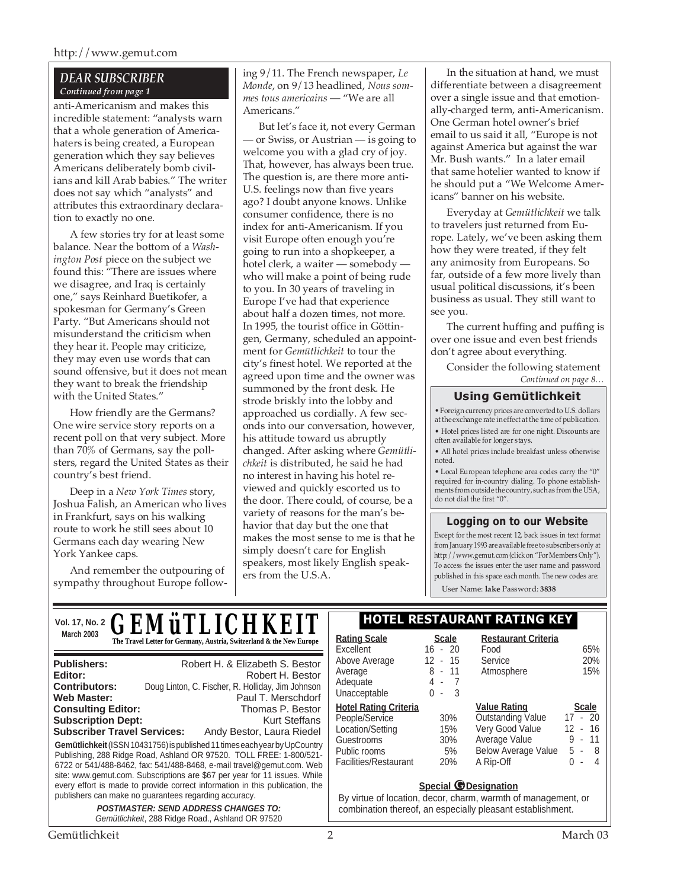## DEAR SUBSCRIBER

*Continued from page 1*

anti-Americanism and makes this incredible statement: "analysts warn that a whole generation of America-haters is being created, a European generation which they say believes Americans deliberately bomb civilians and kill Arab babies." The writer does not say which "analysts" and attributes this extraordinary declaration to exactly no one.

A few stories try for at least some balance. Near the bottom of a *Washington Post* piece on the subject we found this: "There are issues where we disagree, and Iraq is certainly one," says Reinhard Buetikofer, a spokesman for Germany's Green Party. "But Americans should not misunderstand the criticism when they hear it. People may criticize, they may even use words that can sound offensive, but it does not mean they want to break the friendship with the United States."

How friendly are the Germans? One wire service story reports on a recent poll on that very subject. More than 70% of Germans, say the pollsters, regard the United States as their country's best friend.

Deep in a *New York Times* story, Joshua Falish, an American who lives in Frankfurt, says on his walking route to work he still sees about 10 Germans each day wearing New York Yankee caps.

And remember the outpouring of sympathy throughout Europe following 9/11. The French newspaper, *Le Monde*, on 9/13 headlined, *Nous sommes tous americains* — "We are all Americans."

But let's face it, not every German — or Swiss, or Austrian — is going to welcome you with a glad cry of joy. That, however, has always been true. The question is, are there more anti-U.S. feelings now than five years ago? I doubt anyone knows. Unlike consumer confidence, there is no index for anti-Americanism. If you visit Europe often enough you're going to run into a shopkeeper, a hotel clerk, a waiter — somebody — who will make a point of being rude to you. In 30 years of traveling in Europe I've had that experience about half a dozen times, not more. In 1995, the tourist office in Göttingen, Germany, scheduled an appointment for *Gemütlichkeit* to tour the city's finest hotel. We reported at the agreed upon time and the owner was summoned by the front desk. He strode briskly into the lobby and approached us cordially. A few seconds into our conversation, however, his attitude toward us abruptly changed. After asking where *Gemütlichkeit* is distributed, he said he had no interest in having his hotel reviewed and quickly escorted us to the door. There could, of course, be a variety of reasons for the man's behavior that day but the one that makes the most sense to me is that he simply doesn't care for English speakers, most likely English speakers from the U.S.A.

In the situation at hand, we must differentiate between a disagreement over a single issue and that emotionally-charged term, anti-Americanism. One German hotel owner's brief email to us said it all, "Europe is not against America but against the war Mr. Bush wants." In a later email that same hotelier wanted to know if he should put a "We Welcome Americans" banner on his website.

Everyday at *Gemütlichkeit* we talk to travelers just returned from Europe. Lately, we've been asking them how they were treated, if they felt any animosity from Europeans. So far, outside of a few more lively than usual political discussions, it's been business as usual. They still want to see you.

The current huffing and puffing is over one issue and even best friends don't agree about everything.

Consider the following statement

*Continued on page 8…*

### Using Gemütlichkeit

- Foreign currency prices are converted to U.S. dollars at the exchange rate in effect at the time of publication.
- Hotel prices listed are for one night. Discounts are often available for longer stays.
- All hotel prices include breakfast unless otherwise noted.
- Local European telephone area codes carry the "0" required for in-country dialing. To phone establishments from outside the country, such as from the USA, do not dial the first "0".

### Logging on to our Website

Except for the most recent 12, back issues in text format from January 1993 are available free to subscribers only at http://www.gemut.com (click on "For Members Only"). To access the issues enter the user name and password published in this space each month. The new codes are:

User Name: **lake** Password: **3838**

---

**Vol. 17, No. 2 — March 2003**

# GEMüTLICHKEIT

**The Travel Letter for Germany, Austria, Switzerland & the New Europe**

**Publishers:** Robert H. & Elizabeth S. Bestor
**Editor:** Robert H. Bestor
**Contributors:** Doug Linton, C. Fischer, R. Holliday, Jim Johnson
**Web Master:** Paul T. Merschdorf
**Consulting Editor:** Thomas P. Bestor
**Subscription Dept:** Kurt Steffans
**Subscriber Travel Services:** Andy Bestor, Laura Riedel

**Gemütlichkeit** (ISSN 10431756) is published 11 times each year by UpCountry Publishing, 288 Ridge Road, Ashland OR 97520. TOLL FREE: 1-800/521-6722 or 541/488-8462, fax: 541/488-8468, e-mail travel@gemut.com. Web site: www.gemut.com. Subscriptions are $67 per year for 11 issues. While every effort is made to provide correct information in this publication, the publishers can make no guarantees regarding accuracy.

***POSTMASTER: SEND ADDRESS CHANGES TO:***
*Gemütlichkeit*, 288 Ridge Road., Ashland OR 97520

### HOTEL RESTAURANT RATING KEY

| Rating Scale | Scale |
|---|---|
| Excellent | 16 - 20 |
| Above Average | 12 - 15 |
| Average | 8 - 11 |
| Adequate | 4 - 7 |
| Unacceptable | 0 - 3 |

| Restaurant Criteria | |
|---|---|
| Food | 65% |
| Service | 20% |
| Atmosphere | 15% |

| Hotel Rating Criteria | |
|---|---|
| People/Service | 30% |
| Location/Setting | 15% |
| Guestrooms | 30% |
| Public rooms | 5% |
| Facilities/Restaurant | 20% |

| Value Rating | Scale |
|---|---|
| Outstanding Value | 17 - 20 |
| Very Good Value | 12 - 16 |
| Average Value | 9 - 11 |
| Below Average Value | 5 - 8 |
| A Rip-Off | 0 - 4 |

**Special G Designation**

By virtue of location, decor, charm, warmth of management, or combination thereof, an especially pleasant establishment.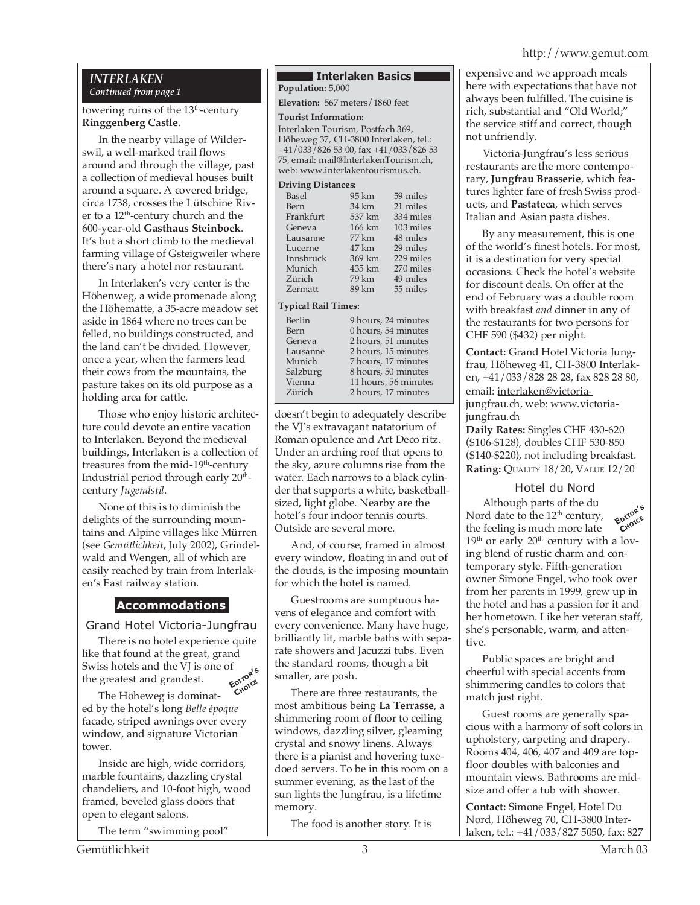## INTERLAKEN

*Continued from page 1*

towering ruins of the 13th-century **Ringgenberg Castle**.

In the nearby village of Wilderswil, a well-marked trail flows around and through the village, past a collection of medieval houses built around a square. A covered bridge, circa 1738, crosses the Lütschine River to a 12th-century church and the 600-year-old **Gasthaus Steinbock**. It's but a short climb to the medieval farming village of Gsteigweiler where there's nary a hotel nor restaurant.

In Interlaken's very center is the Höhenweg, a wide promenade along the Höhematte, a 35-acre meadow set aside in 1864 where no trees can be felled, no buildings constructed, and the land can't be divided. However, once a year, when the farmers lead their cows from the mountains, the pasture takes on its old purpose as a holding area for cattle.

Those who enjoy historic architecture could devote an entire vacation to Interlaken. Beyond the medieval buildings, Interlaken is a collection of treasures from the mid-19th-century Industrial period through early 20th-century *Jugendstil*.

None of this is to diminish the delights of the surrounding mountains and Alpine villages like Mürren (see *Gemütlichkeit*, July 2002), Grindelwald and Wengen, all of which are easily reached by train from Interlaken's East railway station.

### Interlaken Basics

**Population:** 5,000

**Elevation:** 567 meters/1860 feet

**Tourist Information:**
Interlaken Tourism, Postfach 369, Höheweg 37, CH-3800 Interlaken, tel.: +41/033/826 53 00, fax +41/033/826 53 75, email: mail@InterlakenTourism.ch, web: www.interlakentourismus.ch.

**Driving Distances:**

| | | |
|---|---|---|
| Basel | 95 km | 59 miles |
| Bern | 34 km | 21 miles |
| Frankfurt | 537 km | 334 miles |
| Geneva | 166 km | 103 miles |
| Lausanne | 77 km | 48 miles |
| Lucerne | 47 km | 29 miles |
| Innsbruck | 369 km | 229 miles |
| Munich | 435 km | 270 miles |
| Zürich | 79 km | 49 miles |
| Zermatt | 89 km | 55 miles |

**Typical Rail Times:**

| | |
|---|---|
| Berlin | 9 hours, 24 minutes |
| Bern | 0 hours, 54 minutes |
| Geneva | 2 hours, 51 minutes |
| Lausanne | 2 hours, 15 minutes |
| Munich | 7 hours, 17 minutes |
| Salzburg | 8 hours, 50 minutes |
| Vienna | 11 hours, 56 minutes |
| Zürich | 2 hours, 17 minutes |

## Accommodations

### Grand Hotel Victoria-Jungfrau

There is no hotel experience quite like that found at the great, grand Swiss hotels and the VJ is one of the greatest and grandest. EDITOR'S CHOICE

The Höheweg is dominated by the hotel's long *Belle époque* facade, striped awnings over every window, and signature Victorian tower.

Inside are high, wide corridors, marble fountains, dazzling crystal chandeliers, and 10-foot high, wood framed, beveled glass doors that open to elegant salons.

The term "swimming pool" doesn't begin to adequately describe the VJ's extravagant natatorium of Roman opulence and Art Deco ritz. Under an arching roof that opens to the sky, azure columns rise from the water. Each narrows to a black cylinder that supports a white, basketball-sized, light globe. Nearby are the hotel's four indoor tennis courts. Outside are several more.

And, of course, framed in almost every window, floating in and out of the clouds, is the imposing mountain for which the hotel is named.

Guestrooms are sumptuous havens of elegance and comfort with every convenience. Many have huge, brilliantly lit, marble baths with separate showers and Jacuzzi tubs. Even the standard rooms, though a bit smaller, are posh.

There are three restaurants, the most ambitious being **La Terrasse**, a shimmering room of floor to ceiling windows, dazzling silver, gleaming crystal and snowy linens. Always there is a pianist and hovering tuxedoed servers. To be in this room on a summer evening, as the last of the sun lights the Jungfrau, is a lifetime memory.

The food is another story. It is expensive and we approach meals here with expectations that have not always been fulfilled. The cuisine is rich, substantial and "Old World;" the service stiff and correct, though not unfriendly.

Victoria-Jungfrau's less serious restaurants are the more contemporary, **Jungfrau Brasserie**, which features lighter fare of fresh Swiss products, and **Pastateca**, which serves Italian and Asian pasta dishes.

By any measurement, this is one of the world's finest hotels. For most, it is a destination for very special occasions. Check the hotel's website for discount deals. On offer at the end of February was a double room with breakfast *and* dinner in any of the restaurants for two persons for CHF 590 ($432) per night.

**Contact:** Grand Hotel Victoria Jungfrau, Höheweg 41, CH-3800 Interlaken, +41/033/828 28 28, fax 828 28 80, email: interlaken@victoria-jungfrau.ch, web: www.victoria-jungfrau.ch

**Daily Rates:** Singles CHF 430-620 ($106-$128), doubles CHF 530-850 ($140-$220), not including breakfast.

**Rating:** QUALITY 18/20, VALUE 12/20

### Hotel du Nord

Although parts of the du Nord date to the 12th century, the feeling is much more late 19th or early 20th century with a loving blend of rustic charm and contemporary style. Fifth-generation owner Simone Engel, who took over from her parents in 1999, grew up in the hotel and has a passion for it and her hometown. Like her veteran staff, she's personable, warm, and attentive. EDITOR'S CHOICE

Public spaces are bright and cheerful with special accents from shimmering candles to colors that match just right.

Guest rooms are generally spacious with a harmony of soft colors in upholstery, carpeting and drapery. Rooms 404, 406, 407 and 409 are top-floor doubles with balconies and mountain views. Bathrooms are mid-size and offer a tub with shower.

**Contact:** Simone Engel, Hotel Du Nord, Höheweg 70, CH-3800 Interlaken, tel.: +41/033/827 5050, fax: 827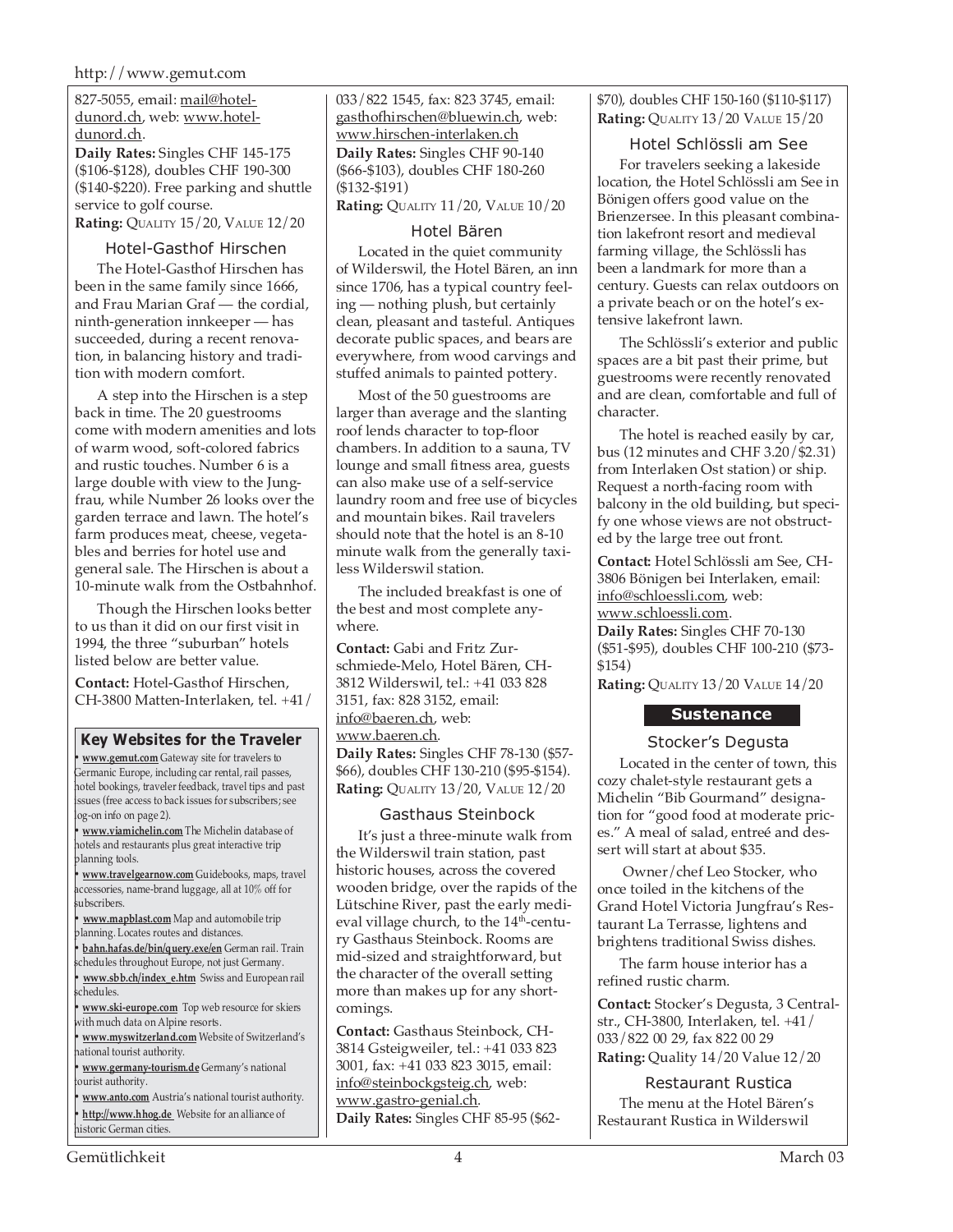827-5055, email: mail@hotel-dunord.ch, web: www.hotel-dunord.ch.

**Daily Rates:** Singles CHF 145-175 ($106-$128), doubles CHF 190-300 ($140-$220). Free parking and shuttle service to golf course.

**Rating:** QUALITY 15/20, VALUE 12/20

### Hotel-Gasthof Hirschen

The Hotel-Gasthof Hirschen has been in the same family since 1666, and Frau Marian Graf — the cordial, ninth-generation innkeeper — has succeeded, during a recent renovation, in balancing history and tradition with modern comfort.

A step into the Hirschen is a step back in time. The 20 guestrooms come with modern amenities and lots of warm wood, soft-colored fabrics and rustic touches. Number 6 is a large double with view to the Jungfrau, while Number 26 looks over the garden terrace and lawn. The hotel's farm produces meat, cheese, vegetables and berries for hotel use and general sale. The Hirschen is about a 10-minute walk from the Ostbahnhof.

Though the Hirschen looks better to us than it did on our first visit in 1994, the three "suburban" hotels listed below are better value.

**Contact:** Hotel-Gasthof Hirschen, CH-3800 Matten-Interlaken, tel. +41/033/822 1545, fax: 823 3745, email: gasthofhirschen@bluewin.ch, web: www.hirschen-interlaken.ch

**Daily Rates:** Singles CHF 90-140 ($66-$103), doubles CHF 180-260 ($132-$191)

**Rating:** QUALITY 11/20, VALUE 10/20

### Hotel Bären

Located in the quiet community of Wilderswil, the Hotel Bären, an inn since 1706, has a typical country feeling — nothing plush, but certainly clean, pleasant and tasteful. Antiques decorate public spaces, and bears are everywhere, from wood carvings and stuffed animals to painted pottery.

Most of the 50 guestrooms are larger than average and the slanting roof lends character to top-floor chambers. In addition to a sauna, TV lounge and small fitness area, guests can also make use of a self-service laundry room and free use of bicycles and mountain bikes. Rail travelers should note that the hotel is an 8-10 minute walk from the generally taxi-less Wilderswil station.

The included breakfast is one of the best and most complete anywhere.

**Contact:** Gabi and Fritz Zurschmiede-Melo, Hotel Bären, CH-3812 Wilderswil, tel.: +41 033 828 3151, fax: 828 3152, email: info@baeren.ch, web: www.baeren.ch.

**Daily Rates:** Singles CHF 78-130 ($57-$66), doubles CHF 130-210 ($95-$154).

**Rating:** QUALITY 13/20, VALUE 12/20

### Gasthaus Steinbock

It's just a three-minute walk from the Wilderswil train station, past historic houses, across the covered wooden bridge, over the rapids of the Lütschine River, past the early medieval village church, to the 14th-century Gasthaus Steinbock. Rooms are mid-sized and straightforward, but the character of the overall setting more than makes up for any shortcomings.

**Contact:** Gasthaus Steinbock, CH-3814 Gsteigweiler, tel.: +41 033 823 3001, fax: +41 033 823 3015, email: info@steinbockgsteig.ch, web: www.gastro-genial.ch.

**Daily Rates:** Singles CHF 85-95 ($62-$70), doubles CHF 150-160 ($110-$117)

**Rating:** QUALITY 13/20, VALUE 15/20

### Hotel Schlössli am See

For travelers seeking a lakeside location, the Hotel Schlössli am See in Bönigen offers good value on the Brienzersee. In this pleasant combination lakefront resort and medieval farming village, the Schlössli has been a landmark for more than a century. Guests can relax outdoors on a private beach or on the hotel's extensive lakefront lawn.

The Schlössli's exterior and public spaces are a bit past their prime, but guestrooms were recently renovated and are clean, comfortable and full of character.

The hotel is reached easily by car, bus (12 minutes and CHF 3.20/$2.31) from Interlaken Ost station) or ship. Request a north-facing room with balcony in the old building, but specify one whose views are not obstructed by the large tree out front.

**Contact:** Hotel Schlössli am See, CH-3806 Bönigen bei Interlaken, email: info@schloessli.com, web: www.schloessli.com.

**Daily Rates:** Singles CHF 70-130 ($51-$95), doubles CHF 100-210 ($73-$154)

**Rating:** QUALITY 13/20 VALUE 14/20

## Sustenance

### Stocker's Degusta

Located in the center of town, this cozy chalet-style restaurant gets a Michelin "Bib Gourmand" designation for "good food at moderate prices." A meal of salad, entreé and dessert will start at about $35.

Owner/chef Leo Stocker, who once toiled in the kitchens of the Grand Hotel Victoria Jungfrau's Restaurant La Terrasse, lightens and brightens traditional Swiss dishes.

The farm house interior has a refined rustic charm.

**Contact:** Stocker's Degusta, 3 Centralstr., CH-3800, Interlaken, tel. +41/033/822 00 29, fax 822 00 29

**Rating:** Quality 14/20 Value 12/20

### Restaurant Rustica

The menu at the Hotel Bären's Restaurant Rustica in Wilderswil

---

**Key Websites for the Traveler**

- **www.gemut.com** Gateway site for travelers to Germanic Europe, including car rental, rail passes, hotel bookings, traveler feedback, travel tips and past issues (free access to back issues for subscribers; see log-on info on page 2).
- **www.viamichelin.com** The Michelin database of hotels and restaurants plus great interactive trip planning tools.
- **www.travelgearnow.com** Guidebooks, maps, travel accessories, name-brand luggage, all at 10% off for subscribers.
- **www.mapblast.com** Map and automobile trip planning. Locates routes and distances.
- **bahn.hafas.de/bin/query.exe/en** German rail. Train schedules throughout Europe, not just Germany.
- **www.sbb.ch/index_e.htm** Swiss and European rail schedules.
- **www.ski-europe.com** Top web resource for skiers with much data on Alpine resorts.
- **www.myswitzerland.com** Website of Switzerland's national tourist authority.
- **www.germany-tourism.de** Germany's national tourist authority.
- **www.anto.com** Austria's national tourist authority.
- **http://www.hhog.de** Website for an alliance of historic German cities.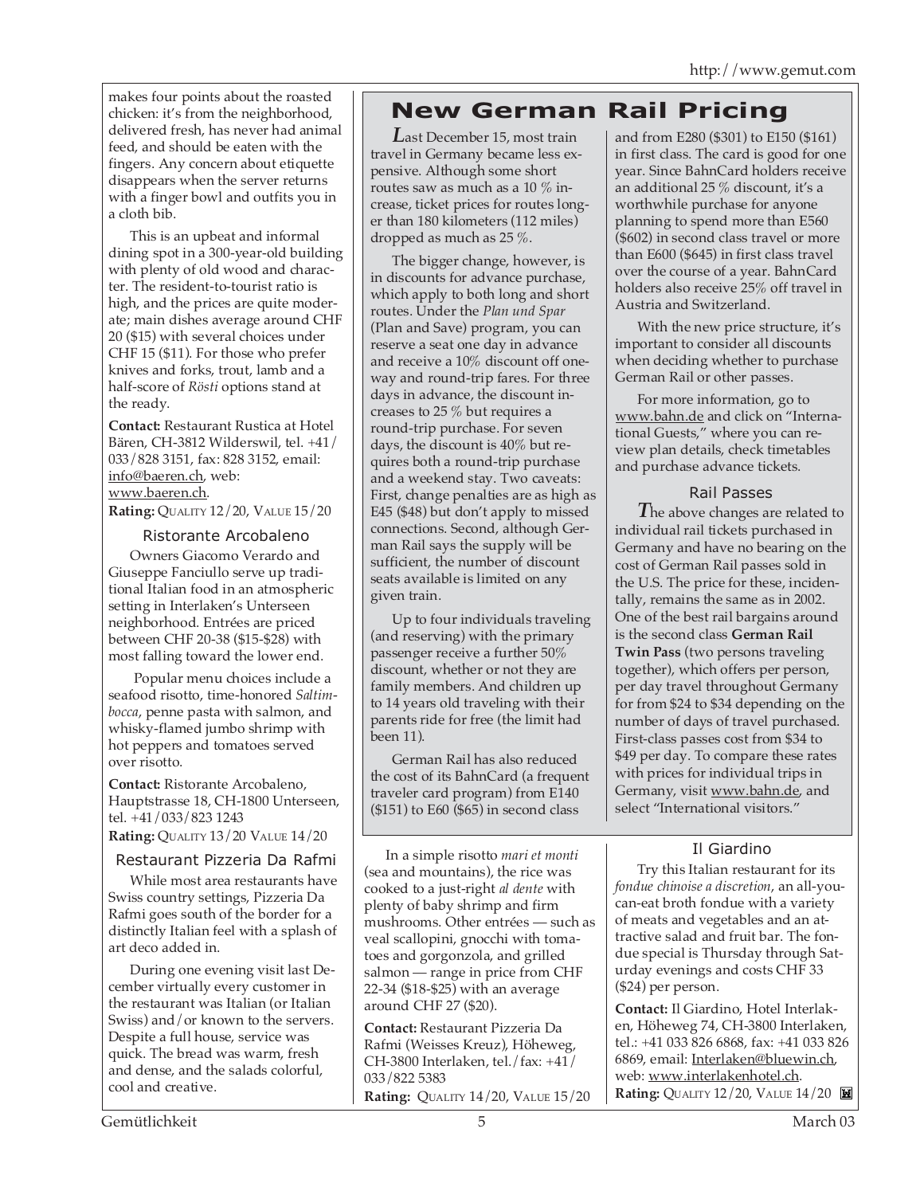makes four points about the roasted chicken: it's from the neighborhood, delivered fresh, has never had animal feed, and should be eaten with the fingers. Any concern about etiquette disappears when the server returns with a finger bowl and outfits you in a cloth bib.

This is an upbeat and informal dining spot in a 300-year-old building with plenty of old wood and character. The resident-to-tourist ratio is high, and the prices are quite moderate; main dishes average around CHF 20 ($15) with several choices under CHF 15 ($11). For those who prefer knives and forks, trout, lamb and a half-score of *Rösti* options stand at the ready.

**Contact:** Restaurant Rustica at Hotel Bären, CH-3812 Wilderswil, tel. +41/033/828 3151, fax: 828 3152, email: info@baeren.ch, web: www.baeren.ch.
**Rating:** QUALITY 12/20, VALUE 15/20

### Ristorante Arcobaleno

Owners Giacomo Verardo and Giuseppe Fanciullo serve up traditional Italian food in an atmospheric setting in Interlaken's Unterseen neighborhood. Entrées are priced between CHF 20-38 ($15-$28) with most falling toward the lower end.

Popular menu choices include a seafood risotto, time-honored *Saltimbocca*, penne pasta with salmon, and whisky-flamed jumbo shrimp with hot peppers and tomatoes served over risotto.

**Contact:** Ristorante Arcobaleno, Hauptstrasse 18, CH-1800 Unterseen, tel. +41/033/823 1243
**Rating:** QUALITY 13/20 VALUE 14/20

### Restaurant Pizzeria Da Rafmi

While most area restaurants have Swiss country settings, Pizzeria Da Rafmi goes south of the border for a distinctly Italian feel with a splash of art deco added in.

During one evening visit last December virtually every customer in the restaurant was Italian (or Italian Swiss) and/or known to the servers. Despite a full house, service was quick. The bread was warm, fresh and dense, and the salads colorful, cool and creative.

In a simple risotto *mari et monti* (sea and mountains), the rice was cooked to a just-right *al dente* with plenty of baby shrimp and firm mushrooms. Other entrées — such as veal scallopini, gnocchi with tomatoes and gorgonzola, and grilled salmon — range in price from CHF 22-34 ($18-$25) with an average around CHF 27 ($20).

**Contact:** Restaurant Pizzeria Da Rafmi (Weisses Kreuz), Höheweg, CH-3800 Interlaken, tel./fax: +41/033/822 5383
**Rating:** QUALITY 14/20, VALUE 15/20

### Il Giardino

Try this Italian restaurant for its *fondue chinoise a discretion*, an all-you-can-eat broth fondue with a variety of meats and vegetables and an attractive salad and fruit bar. The fondue special is Thursday through Saturday evenings and costs CHF 33 ($24) per person.

**Contact:** Il Giardino, Hotel Interlaken, Höheweg 74, CH-3800 Interlaken, tel.: +41 033 826 6868, fax: +41 033 826 6869, email: Interlaken@bluewin.ch, web: www.interlakenhotel.ch.
**Rating:** QUALITY 12/20, VALUE 14/20

## New German Rail Pricing

Last December 15, most train travel in Germany became less expensive. Although some short routes saw as much as a 10 % increase, ticket prices for routes longer than 180 kilometers (112 miles) dropped as much as 25 %.

The bigger change, however, is in discounts for advance purchase, which apply to both long and short routes. Under the *Plan und Spar* (Plan and Save) program, you can reserve a seat one day in advance and receive a 10% discount off one-way and round-trip fares. For three days in advance, the discount increases to 25 % but requires a round-trip purchase. For seven days, the discount is 40% but requires both a round-trip purchase and a weekend stay. Two caveats: First, change penalties are as high as E45 ($48) but don't apply to missed connections. Second, although German Rail says the supply will be sufficient, the number of discount seats available is limited on any given train.

Up to four individuals traveling (and reserving) with the primary passenger receive a further 50% discount, whether or not they are family members. And children up to 14 years old traveling with their parents ride for free (the limit had been 11).

German Rail has also reduced the cost of its BahnCard (a frequent traveler card program) from E140 ($151) to E60 ($65) in second class and from E280 ($301) to E150 ($161) in first class. The card is good for one year. Since BahnCard holders receive an additional 25 % discount, it's a worthwhile purchase for anyone planning to spend more than E560 ($602) in second class travel or more than E600 ($645) in first class travel over the course of a year. BahnCard holders also receive 25% off travel in Austria and Switzerland.

With the new price structure, it's important to consider all discounts when deciding whether to purchase German Rail or other passes.

For more information, go to www.bahn.de and click on "International Guests," where you can review plan details, check timetables and purchase advance tickets.

### Rail Passes

The above changes are related to individual rail tickets purchased in Germany and have no bearing on the cost of German Rail passes sold in the U.S. The price for these, incidentally, remains the same as in 2002. One of the best rail bargains around is the second class **German Rail Twin Pass** (two persons traveling together), which offers per person, per day travel throughout Germany for from $24 to $34 depending on the number of days of travel purchased. First-class passes cost from $34 to $49 per day. To compare these rates with prices for individual trips in Germany, visit www.bahn.de, and select "International visitors."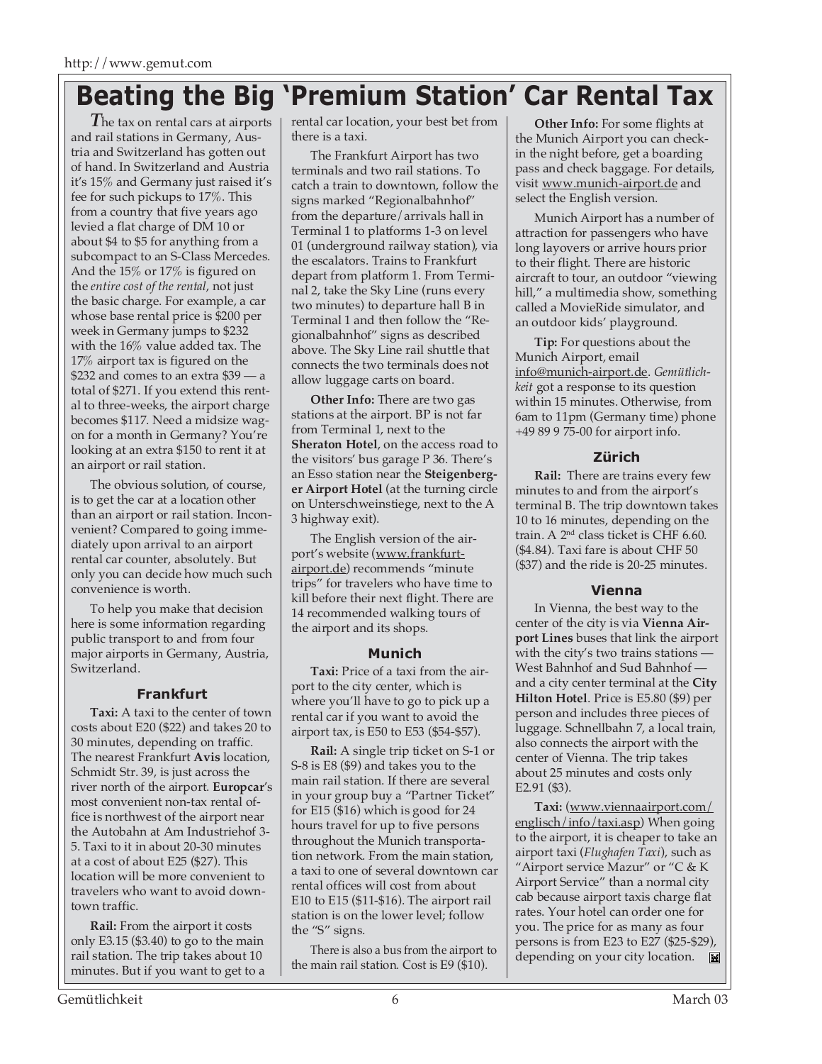# Beating the Big 'Premium Station' Car Rental Tax

*T*he tax on rental cars at airports and rail stations in Germany, Austria and Switzerland has gotten out of hand. In Switzerland and Austria it's 15% and Germany just raised it's fee for such pickups to 17%. This from a country that five years ago levied a flat charge of DM 10 or about $4 to $5 for anything from a subcompact to an S-Class Mercedes. And the 15% or 17% is figured on the *entire cost of the rental*, not just the basic charge. For example, a car whose base rental price is $200 per week in Germany jumps to $232 with the 16% value added tax. The 17% airport tax is figured on the $232 and comes to an extra $39 — a total of $271. If you extend this rental to three-weeks, the airport charge becomes $117. Need a midsize wagon for a month in Germany? You're looking at an extra $150 to rent it at an airport or rail station.

The obvious solution, of course, is to get the car at a location other than an airport or rail station. Inconvenient? Compared to going immediately upon arrival to an airport rental car counter, absolutely. But only you can decide how much such convenience is worth.

To help you make that decision here is some information regarding public transport to and from four major airports in Germany, Austria, Switzerland.

### Frankfurt

**Taxi:** A taxi to the center of town costs about E20 ($22) and takes 20 to 30 minutes, depending on traffic. The nearest Frankfurt **Avis** location, Schmidt Str. 39, is just across the river north of the airport. **Europcar**'s most convenient non-tax rental office is northwest of the airport near the Autobahn at Am Industriehof 3-5. Taxi to it in about 20-30 minutes at a cost of about E25 ($27). This location will be more convenient to travelers who want to avoid downtown traffic.

**Rail:** From the airport it costs only E3.15 ($3.40) to go to the main rail station. The trip takes about 10 minutes. But if you want to get to a rental car location, your best bet from there is a taxi.

The Frankfurt Airport has two terminals and two rail stations. To catch a train to downtown, follow the signs marked "Regionalbahnhof" from the departure/arrivals hall in Terminal 1 to platforms 1-3 on level 01 (underground railway station), via the escalators. Trains to Frankfurt depart from platform 1. From Terminal 2, take the Sky Line (runs every two minutes) to departure hall B in Terminal 1 and then follow the "Regionalbahnhof" signs as described above. The Sky Line rail shuttle that connects the two terminals does not allow luggage carts on board.

**Other Info:** There are two gas stations at the airport. BP is not far from Terminal 1, next to the **Sheraton Hotel**, on the access road to the visitors' bus garage P 36. There's an Esso station near the **Steigenberger Airport Hotel** (at the turning circle on Unterschweinstiege, next to the A 3 highway exit).

The English version of the airport's website (www.frankfurt-airport.de) recommends "minute trips" for travelers who have time to kill before their next flight. There are 14 recommended walking tours of the airport and its shops.

### Munich

**Taxi:** Price of a taxi from the airport to the city center, which is where you'll have to go to pick up a rental car if you want to avoid the airport tax, is E50 to E53 ($54-$57).

**Rail:** A single trip ticket on S-1 or S-8 is E8 ($9) and takes you to the main rail station. If there are several in your group buy a "Partner Ticket" for E15 ($16) which is good for 24 hours travel for up to five persons throughout the Munich transportation network. From the main station, a taxi to one of several downtown car rental offices will cost from about E10 to E15 ($11-$16). The airport rail station is on the lower level; follow the "S" signs.

There is also a bus from the airport to the main rail station. Cost is E9 ($10).

**Other Info:** For some flights at the Munich Airport you can check-in the night before, get a boarding pass and check baggage. For details, visit www.munich-airport.de and select the English version.

Munich Airport has a number of attraction for passengers who have long layovers or arrive hours prior to their flight. There are historic aircraft to tour, an outdoor "viewing hill," a multimedia show, something called a MovieRide simulator, and an outdoor kids' playground.

**Tip:** For questions about the Munich Airport, email info@munich-airport.de. *Gemütlichkeit* got a response to its question within 15 minutes. Otherwise, from 6am to 11pm (Germany time) phone +49 89 9 75-00 for airport info.

### Zürich

**Rail:** There are trains every few minutes to and from the airport's terminal B. The trip downtown takes 10 to 16 minutes, depending on the train. A 2nd class ticket is CHF 6.60. ($4.84). Taxi fare is about CHF 50 ($37) and the ride is 20-25 minutes.

### Vienna

In Vienna, the best way to the center of the city is via **Vienna Airport Lines** buses that link the airport with the city's two trains stations — West Bahnhof and Sud Bahnhof — and a city center terminal at the **City Hilton Hotel**. Price is E5.80 ($9) per person and includes three pieces of luggage. Schnellbahn 7, a local train, also connects the airport with the center of Vienna. The trip takes about 25 minutes and costs only E2.91 ($3).

**Taxi:** (www.viennaairport.com/englisch/info/taxi.asp) When going to the airport, it is cheaper to take an airport taxi (*Flughafen Taxi*), such as "Airport service Mazur" or "C & K Airport Service" than a normal city cab because airport taxis charge flat rates. Your hotel can order one for you. The price for as many as four persons is from E23 to E27 ($25-$29), depending on your city location.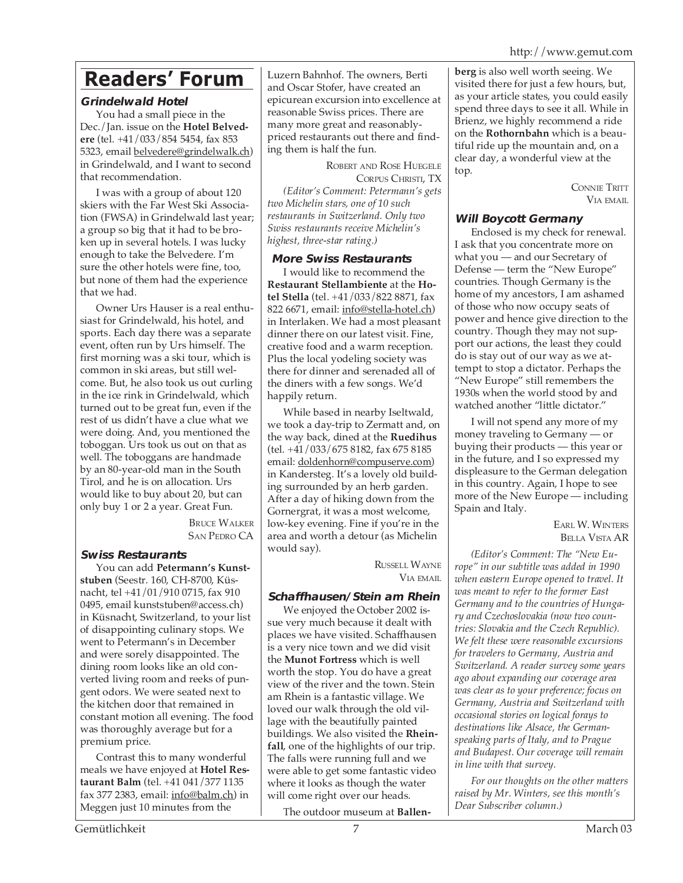# Readers' Forum

### Grindelwald Hotel

You had a small piece in the Dec./Jan. issue on the **Hotel Belvedere** (tel. +41/033/854 5454, fax 853 5323, email belvedere@grindelwalk.ch) in Grindelwald, and I want to second that recommendation.

I was with a group of about 120 skiers with the Far West Ski Association (FWSA) in Grindelwald last year; a group so big that it had to be broken up in several hotels. I was lucky enough to take the Belvedere. I'm sure the other hotels were fine, too, but none of them had the experience that we had.

Owner Urs Hauser is a real enthusiast for Grindelwald, his hotel, and sports. Each day there was a separate event, often run by Urs himself. The first morning was a ski tour, which is common in ski areas, but still welcome. But, he also took us out curling in the ice rink in Grindelwald, which turned out to be great fun, even if the rest of us didn't have a clue what we were doing. And, you mentioned the toboggan. Urs took us out on that as well. The toboggans are handmade by an 80-year-old man in the South Tirol, and he is on allocation. Urs would like to buy about 20, but can only buy 1 or 2 a year. Great Fun.

BRUCE WALKER
SAN PEDRO CA

### Swiss Restaurants

You can add **Petermann's Kunststuben** (Seestr. 160, CH-8700, Küsnacht, tel +41/01/910 0715, fax 910 0495, email kunststuben@access.ch) in Küsnacht, Switzerland, to your list of disappointing culinary stops. We went to Petermann's in December and were sorely disappointed. The dining room looks like an old converted living room and reeks of pungent odors. We were seated next to the kitchen door that remained in constant motion all evening. The food was thoroughly average but for a premium price.

Contrast this to many wonderful meals we have enjoyed at **Hotel Restaurant Balm** (tel. +41 041/377 1135 fax 377 2383, email: info@balm.ch) in Meggen just 10 minutes from the Luzern Bahnhof. The owners, Berti and Oscar Stofer, have created an epicurean excursion into excellence at reasonable Swiss prices. There are many more great and reasonably-priced restaurants out there and finding them is half the fun.

ROBERT AND ROSE HUEGELE
CORPUS CHRISTI, TX

*(Editor's Comment: Petermann's gets two Michelin stars, one of 10 such restaurants in Switzerland. Only two Swiss restaurants receive Michelin's highest, three-star rating.)*

### More Swiss Restaurants

I would like to recommend the **Restaurant Stellambiente** at the **Hotel Stella** (tel. +41/033/822 8871, fax 822 6671, email: info@stella-hotel.ch) in Interlaken. We had a most pleasant dinner there on our latest visit. Fine, creative food and a warm reception. Plus the local yodeling society was there for dinner and serenaded all of the diners with a few songs. We'd happily return.

While based in nearby Iseltwald, we took a day-trip to Zermatt and, on the way back, dined at the **Ruedihus** (tel. +41/033/675 8182, fax 675 8185 email: doldenhorn@compuserve.com) in Kandersteg. It's a lovely old building surrounded by an herb garden. After a day of hiking down from the Gornergrat, it was a most welcome, low-key evening. Fine if you're in the area and worth a detour (as Michelin would say).

RUSSELL WAYNE
VIA EMAIL

### Schaffhausen/Stein am Rhein

We enjoyed the October 2002 issue very much because it dealt with places we have visited. Schaffhausen is a very nice town and we did visit the **Munot Fortress** which is well worth the stop. You do have a great view of the river and the town. Stein am Rhein is a fantastic village. We loved our walk through the old village with the beautifully painted buildings. We also visited the **Rheinfall**, one of the highlights of our trip. The falls were running full and we were able to get some fantastic video where it looks as though the water will come right over our heads.

The outdoor museum at **Ballenberg** is also well worth seeing. We visited there for just a few hours, but, as your article states, you could easily spend three days to see it all. While in Brienz, we highly recommend a ride on the **Rothornbahn** which is a beautiful ride up the mountain and, on a clear day, a wonderful view at the top.

CONNIE TRITT
VIA EMAIL

### Will Boycott Germany

Enclosed is my check for renewal. I ask that you concentrate more on what you — and our Secretary of Defense — term the "New Europe" countries. Though Germany is the home of my ancestors, I am ashamed of those who now occupy seats of power and hence give direction to the country. Though they may not support our actions, the least they could do is stay out of our way as we attempt to stop a dictator. Perhaps the "New Europe" still remembers the 1930s when the world stood by and watched another "little dictator."

I will not spend any more of my money traveling to Germany — or buying their products — this year or in the future, and I so expressed my displeasure to the German delegation in this country. Again, I hope to see more of the New Europe — including Spain and Italy.

EARL W. WINTERS
BELLA VISTA AR

*(Editor's Comment: The "New Europe" in our subtitle was added in 1990 when eastern Europe opened to travel. It was meant to refer to the former East Germany and to the countries of Hungary and Czechoslovakia (now two countries: Slovakia and the Czech Republic). We felt these were reasonable excursions for travelers to Germany, Austria and Switzerland. A reader survey some years ago about expanding our coverage area was clear as to your preference; focus on Germany, Austria and Switzerland with occasional stories on logical forays to destinations like Alsace, the German-speaking parts of Italy, and to Prague and Budapest. Our coverage will remain in line with that survey.*

*For our thoughts on the other matters raised by Mr. Winters, see this month's Dear Subscriber column.)*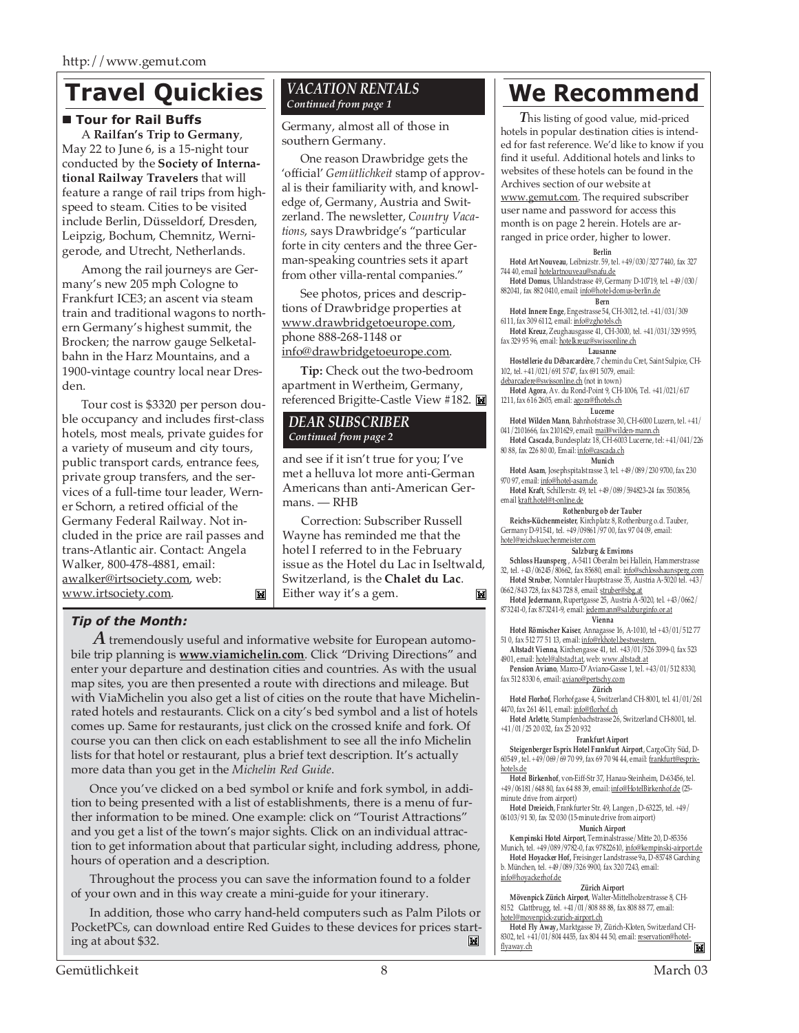# Travel Quickies

### ■ Tour for Rail Buffs

A **Railfan's Trip to Germany**, May 22 to June 6, is a 15-night tour conducted by the **Society of International Railway Travelers** that will feature a range of rail trips from high-speed to steam. Cities to be visited include Berlin, Düsseldorf, Dresden, Leipzig, Bochum, Chemnitz, Wernigerode, and Utrecht, Netherlands.

Among the rail journeys are Germany's new 205 mph Cologne to Frankfurt ICE3; an ascent via steam train and traditional wagons to northern Germany's highest summit, the Brocken; the narrow gauge Selketalbahn in the Harz Mountains, and a 1900-vintage country local near Dresden.

Tour cost is $3320 per person double occupancy and includes first-class hotels, most meals, private guides for a variety of museum and city tours, public transport cards, entrance fees, private group transfers, and the services of a full-time tour leader, Werner Schorn, a retired official of the Germany Federal Railway. Not included in the price are rail passes and trans-Atlantic air. Contact: Angela Walker, 800-478-4881, email: awalker@irtsociety.com, web: www.irtsociety.com.

## VACATION RENTALS
*Continued from page 1*

Germany, almost all of those in southern Germany.

One reason Drawbridge gets the 'official' *Gemütlichkeit* stamp of approval is their familiarity with, and knowledge of, Germany, Austria and Switzerland. The newsletter, *Country Vacations*, says Drawbridge's "particular forte in city centers and the three German-speaking countries sets it apart from other villa-rental companies."

See photos, prices and descriptions of Drawbridge properties at www.drawbridgetoeurope.com, phone 888-268-1148 or info@drawbridgetoeurope.com.

**Tip:** Check out the two-bedroom apartment in Wertheim, Germany, referenced Brigitte-Castle View #182.

## DEAR SUBSCRIBER
*Continued from page 2*

and see if it isn't true for you; I've met a helluva lot more anti-German Americans than anti-American Germans. — RHB

Correction: Subscriber Russell Wayne has reminded me that the hotel I referred to in the February issue as the Hotel du Lac in Iseltwald, Switzerland, is the **Chalet du Lac**. Either way it's a gem.

### *Tip of the Month:*

*A* tremendously useful and informative website for European automobile trip planning is **www.viamichelin.com**. Click "Driving Directions" and enter your departure and destination cities and countries. As with the usual map sites, you are then presented a route with directions and mileage. But with ViaMichelin you also get a list of cities on the route that have Michelin-rated hotels and restaurants. Click on a city's bed symbol and a list of hotels comes up. Same for restaurants, just click on the crossed knife and fork. Of course you can then click on each establishment to see all the info Michelin lists for that hotel or restaurant, plus a brief text description. It's actually more data than you get in the *Michelin Red Guide*.

Once you've clicked on a bed symbol or knife and fork symbol, in addition to being presented with a list of establishments, there is a menu of further information to be mined. One example: click on "Tourist Attractions" and you get a list of the town's major sights. Click on an individual attraction to get information about that particular sight, including address, phone, hours of operation and a description.

Throughout the process you can save the information found to a folder of your own and in this way create a mini-guide for your itinerary.

In addition, those who carry hand-held computers such as Palm Pilots or PocketPCs, can download entire Red Guides to these devices for prices starting at about $32.

# We Recommend

*T*his listing of good value, mid-priced hotels in popular destination cities is intended for fast reference. We'd like to know if you find it useful. Additional hotels and links to websites of these hotels can be found in the Archives section of our website at www.gemut.com. The required subscriber user name and password for access this month is on page 2 herein. Hotels are arranged in price order, higher to lower.

**Berlin**

**Hotel Art Nouveau**, Leibnizstr. 59, tel. +49/030/327 7440, fax 327 744 40, email hotelartnouveau@snafu.de

**Hotel Domus**, Uhlandstrasse 49, Germany D-10719, tel. +49/030/882041, fax 882 0410, email: info@hotel-domus-berlin.de

**Bern**

**Hotel Innere Enge**, Engestrasse 54, CH-3012, tel. +41/031/309 6111, fax 309 6112, email: info@zghotels.ch

**Hotel Kreuz**, Zeughausgasse 41, CH-3000, tel. +41/031/329 9595, fax 329 95 96, email: hotelkreuz@swissonline.ch

**Lausanne**

**Hostellerie du Débarcardère**, 7 chemin du Cret, Saint Sulpice, CH-102, tel. +41/021/691 5747, fax 691 5079, email: debarcadere@swissonline.ch (not in town)

**Hotel Agora**, Av. du Rond-Point 9, CH-1006, Tel. +41/021/617 1211, fax 616 2605, email: agora@fhotels.ch

**Lucerne**

**Hotel Wilden Mann**, Bahnhofstrasse 30, CH-6000 Luzern, tel. +41/041/2101666, fax 2101629, email: mail@wilden-mann.ch

**Hotel Cascada**, Bundesplatz 18, CH-6003 Lucerne, tel: +41/041/226 80 88, fax 226 80 00, Email: info@cascada.ch

**Munich**

**Hotel Asam**, Josephspitalstrasse 3, tel. +49/089/230 9700, fax 230 970 97, email: info@hotel-asam.de.

**Hotel Kraft**, Schillerstr. 49, tel. +49/089/594823-24 fax 5503856, email kraft.hotel@t-online.de

**Rothenburg ob der Tauber**

**Reichs-Küchenmeister**, Kirchplatz 8, Rothenburg o.d. Tauber, Germany D-91541, tel. +49/09861/97 00, fax 97 04 09, email: hotel@reichskuechenmeister.com

**Salzburg & Environs**

**Schloss Haunsperg** , A-5411 Oberalm bei Hallein, Hammerstrasse 32, tel. +43/06245/80662, fax 85680, email: info@schlosshaunsperg.com

**Hotel Struber**, Nonntaler Hauptstrasse 35, Austria A-5020 tel. +43/0662/843 728, fax 843 728 8, email: struber@sbg.at

**Hotel Jedermann**, Rupertgasse 25, Austria A-5020, tel. +43/0662/873241-0, fax 873241-9, email: jedermann@salzburginfo.or.at

**Vienna**

**Hotel Römischer Kaiser**, Annagasse 16, A-1010, tel +43/01/512 77 51 0, fax 512 77 51 13, email: info@rkhotel.bestwestern.

**Altstadt Vienna**, Kirchengasse 41, tel. +43/01/526 3399-0, fax 523 4901, email: hotel@altstadt.at, web: www.altstadt.at

**Pension Aviano**, Marco-D'Aviano-Gasse 1, tel. +43/01/512 8330, fax 512 8330 6, email: aviano@pertschy.com

**Zürich**

**Hotel Florhof**, Florhofgasse 4, Switzerland CH-8001, tel. 41/01/261 4470, fax 261 4611, email: info@florhof.ch

**Hotel Arlette**, Stampfenbachstrasse 26, Switzerland CH-8001, tel. +41/01/25 20 032, fax 25 20 932

**Frankfurt Airport**

**Steigenberger Esprix Hotel Frankfurt Airport**, CargoCity Süd, D-60549 , tel. +49/069/69 70 99, fax 69 70 94 44, email: frankfurt@esprix-hotels.de

**Hotel Birkenhof**, von-Eiff-Str 37, Hanau-Steinheim, D-63456, tel. +49/06181/648 80, fax 64 88 39, email: info@HotelBirkenhof.de (25-minute drive from airport)

**Hotel Dreieich**, Frankfurter Str. 49, Langen , D-63225, tel. +49/06103/91 50, fax 52 030 (15-minute drive from airport)

**Munich Airport**

**Kempinski Hotel Airport**, Terminalstrasse/Mitte 20, D-85356 Munich, tel. +49/089/9782-0, fax 97822610, info@kempinski-airport.de

**Hotel Hoyacker Hof**, Freisinger Landstrasse 9a, D-85748 Garching b. München, tel. +49/089/326 9900, fax 320 7243, email: info@hoyackerhof.de

**Zürich Airport**

**Mövenpick Zürich Airport**, Walter-Mittelholzerstrasse 8, CH-8152 Glattbrugg, tel. +41/01/808 88 88, fax 808 88 77, email: hotel@movenpick-zurich-airport.ch

**Hotel Fly Away**, Marktgasse 19, Zürich-Kloten, Switzerland CH-8302, tel. +41/01/804 4455, fax 804 44 50, email: reservation@hotel-flyaway.ch